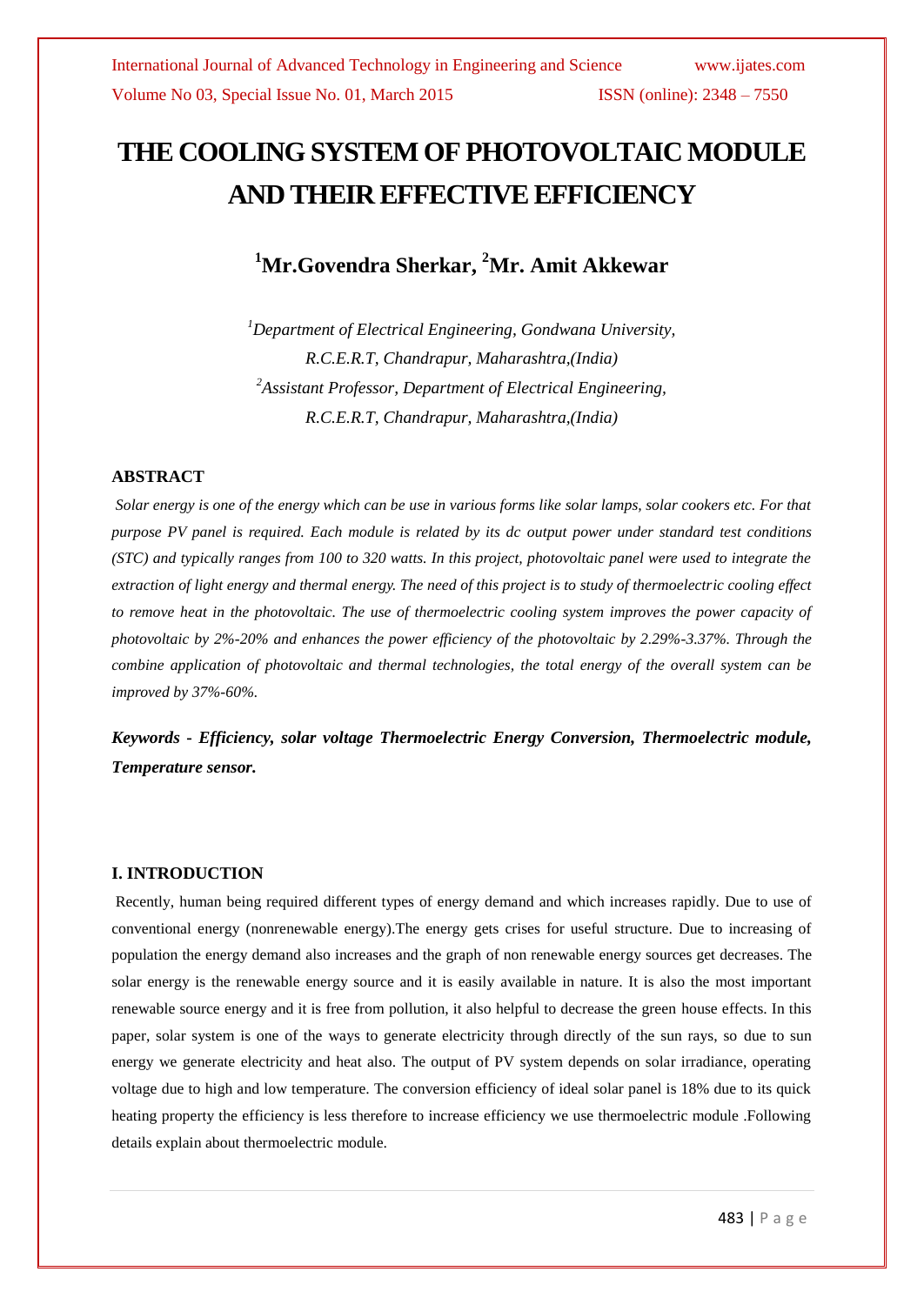# THE COOLING SYSTEM OF PHOTOVOLTAIC MODULE AND THEIR EFFECTIVE EFFICIENCY

## [1]Mr.Govendra Sherkar, [2]Mr. Amit Akkewar

*[1]Department of Electrical Engineering, Gondwana University, R.C.E.R.T, Chandrapur, Maharashtra,(India)*
*[2]Assistant Professor, Department of Electrical Engineering, R.C.E.R.T, Chandrapur, Maharashtra,(India)*

### ABSTRACT

*Solar energy is one of the energy which can be use in various forms like solar lamps, solar cookers etc. For that purpose PV panel is required. Each module is related by its dc output power under standard test conditions (STC) and typically ranges from 100 to 320 watts. In this project, photovoltaic panel were used to integrate the extraction of light energy and thermal energy. The need of this project is to study of thermoelectric cooling effect to remove heat in the photovoltaic. The use of thermoelectric cooling system improves the power capacity of photovoltaic by 2%-20% and enhances the power efficiency of the photovoltaic by 2.29%-3.37%. Through the combine application of photovoltaic and thermal technologies, the total energy of the overall system can be improved by 37%-60%.*

***Keywords - Efficiency, solar voltage Thermoelectric Energy Conversion, Thermoelectric module, Temperature sensor.***

### I. INTRODUCTION

Recently, human being required different types of energy demand and which increases rapidly. Due to use of conventional energy (nonrenewable energy).The energy gets crises for useful structure. Due to increasing of population the energy demand also increases and the graph of non renewable energy sources get decreases. The solar energy is the renewable energy source and it is easily available in nature. It is also the most important renewable source energy and it is free from pollution, it also helpful to decrease the green house effects. In this paper, solar system is one of the ways to generate electricity through directly of the sun rays, so due to sun energy we generate electricity and heat also. The output of PV system depends on solar irradiance, operating voltage due to high and low temperature. The conversion efficiency of ideal solar panel is 18% due to its quick heating property the efficiency is less therefore to increase efficiency we use thermoelectric module .Following details explain about thermoelectric module.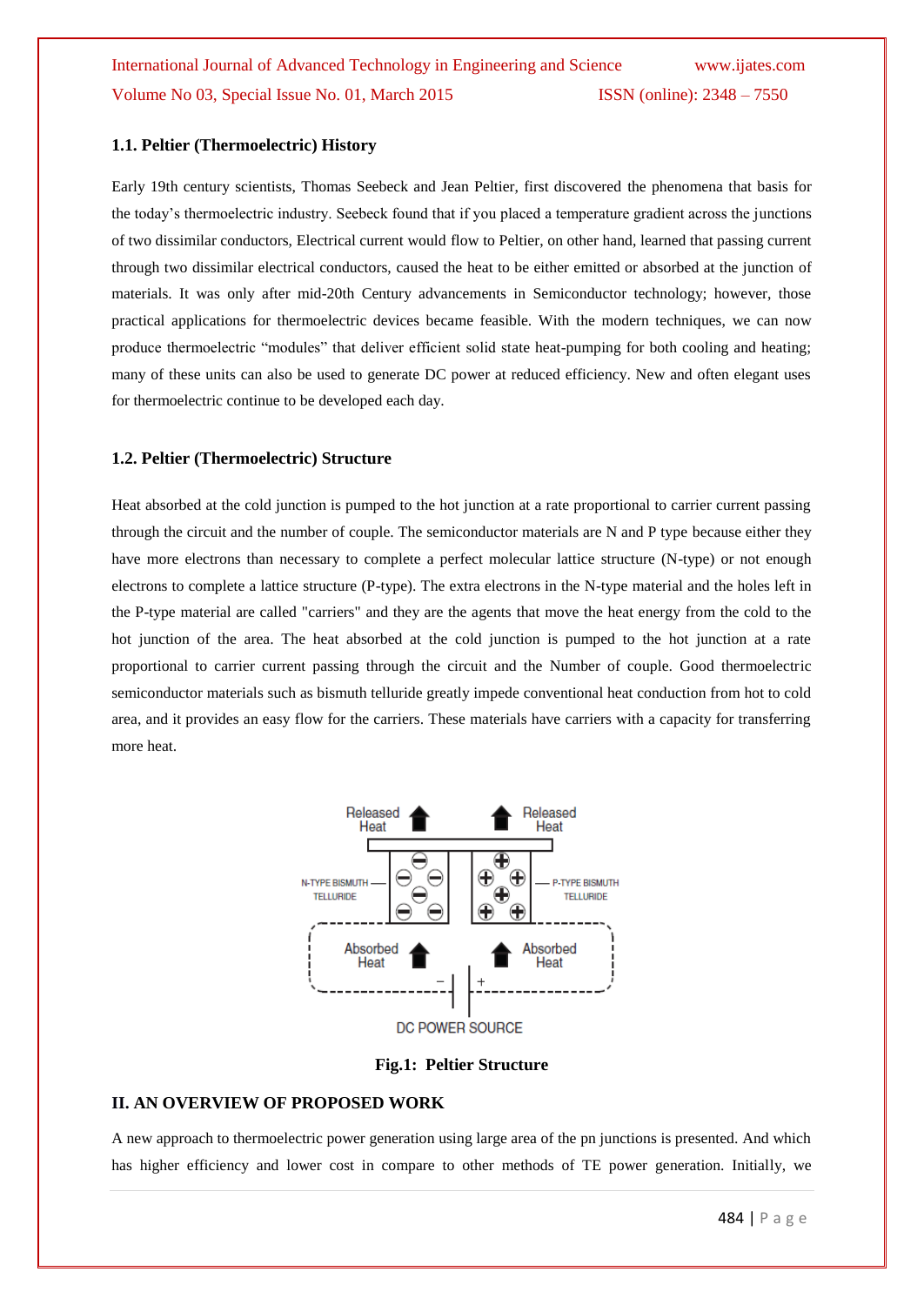### 1.1. Peltier (Thermoelectric) History

Early 19th century scientists, Thomas Seebeck and Jean Peltier, first discovered the phenomena that basis for the today's thermoelectric industry. Seebeck found that if you placed a temperature gradient across the junctions of two dissimilar conductors, Electrical current would flow to Peltier, on other hand, learned that passing current through two dissimilar electrical conductors, caused the heat to be either emitted or absorbed at the junction of materials. It was only after mid-20th Century advancements in Semiconductor technology; however, those practical applications for thermoelectric devices became feasible. With the modern techniques, we can now produce thermoelectric "modules" that deliver efficient solid state heat-pumping for both cooling and heating; many of these units can also be used to generate DC power at reduced efficiency. New and often elegant uses for thermoelectric continue to be developed each day.

### 1.2. Peltier (Thermoelectric) Structure

Heat absorbed at the cold junction is pumped to the hot junction at a rate proportional to carrier current passing through the circuit and the number of couple. The semiconductor materials are N and P type because either they have more electrons than necessary to complete a perfect molecular lattice structure (N-type) or not enough electrons to complete a lattice structure (P-type). The extra electrons in the N-type material and the holes left in the P-type material are called "carriers" and they are the agents that move the heat energy from the cold to the hot junction of the area. The heat absorbed at the cold junction is pumped to the hot junction at a rate proportional to carrier current passing through the circuit and the Number of couple. Good thermoelectric semiconductor materials such as bismuth telluride greatly impede conventional heat conduction from hot to cold area, and it provides an easy flow for the carriers. These materials have carriers with a capacity for transferring more heat.

**Fig.1: Peltier Structure**

## II. AN OVERVIEW OF PROPOSED WORK

A new approach to thermoelectric power generation using large area of the pn junctions is presented. And which has higher efficiency and lower cost in compare to other methods of TE power generation. Initially, we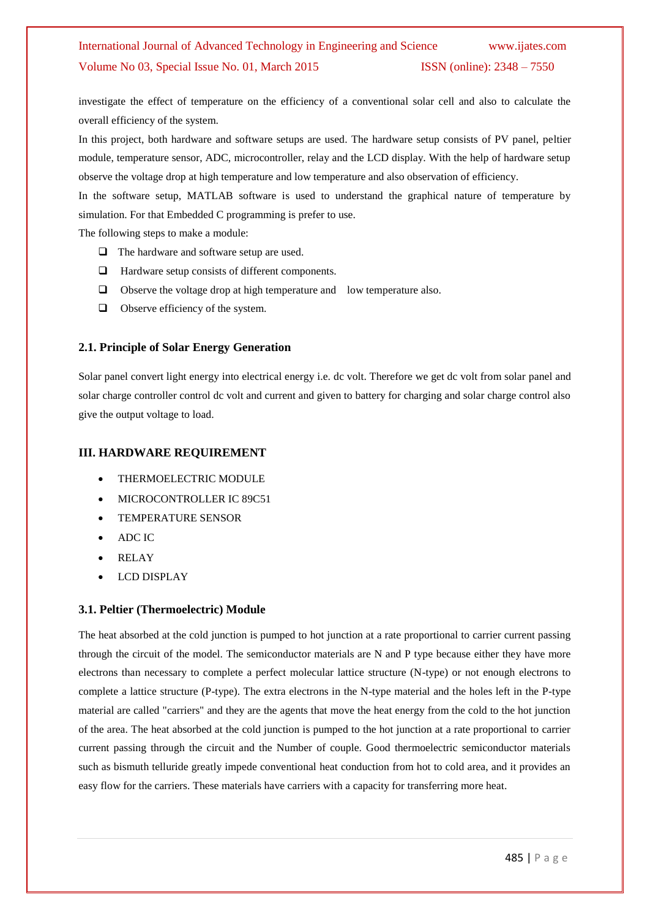investigate the effect of temperature on the efficiency of a conventional solar cell and also to calculate the overall efficiency of the system.

In this project, both hardware and software setups are used. The hardware setup consists of PV panel, peltier module, temperature sensor, ADC, microcontroller, relay and the LCD display. With the help of hardware setup observe the voltage drop at high temperature and low temperature and also observation of efficiency.

In the software setup, MATLAB software is used to understand the graphical nature of temperature by simulation. For that Embedded C programming is prefer to use.

The following steps to make a module:

- The hardware and software setup are used.
- Hardware setup consists of different components.
- Observe the voltage drop at high temperature and low temperature also.
- Observe efficiency of the system.

### 2.1. Principle of Solar Energy Generation

Solar panel convert light energy into electrical energy i.e. dc volt. Therefore we get dc volt from solar panel and solar charge controller control dc volt and current and given to battery for charging and solar charge control also give the output voltage to load.

## III. HARDWARE REQUIREMENT

- THERMOELECTRIC MODULE
- MICROCONTROLLER IC 89C51
- TEMPERATURE SENSOR
- ADC IC
- RELAY
- LCD DISPLAY

### 3.1. Peltier (Thermoelectric) Module

The heat absorbed at the cold junction is pumped to hot junction at a rate proportional to carrier current passing through the circuit of the model. The semiconductor materials are N and P type because either they have more electrons than necessary to complete a perfect molecular lattice structure (N-type) or not enough electrons to complete a lattice structure (P-type). The extra electrons in the N-type material and the holes left in the P-type material are called "carriers" and they are the agents that move the heat energy from the cold to the hot junction of the area. The heat absorbed at the cold junction is pumped to the hot junction at a rate proportional to carrier current passing through the circuit and the Number of couple. Good thermoelectric semiconductor materials such as bismuth telluride greatly impede conventional heat conduction from hot to cold area, and it provides an easy flow for the carriers. These materials have carriers with a capacity for transferring more heat.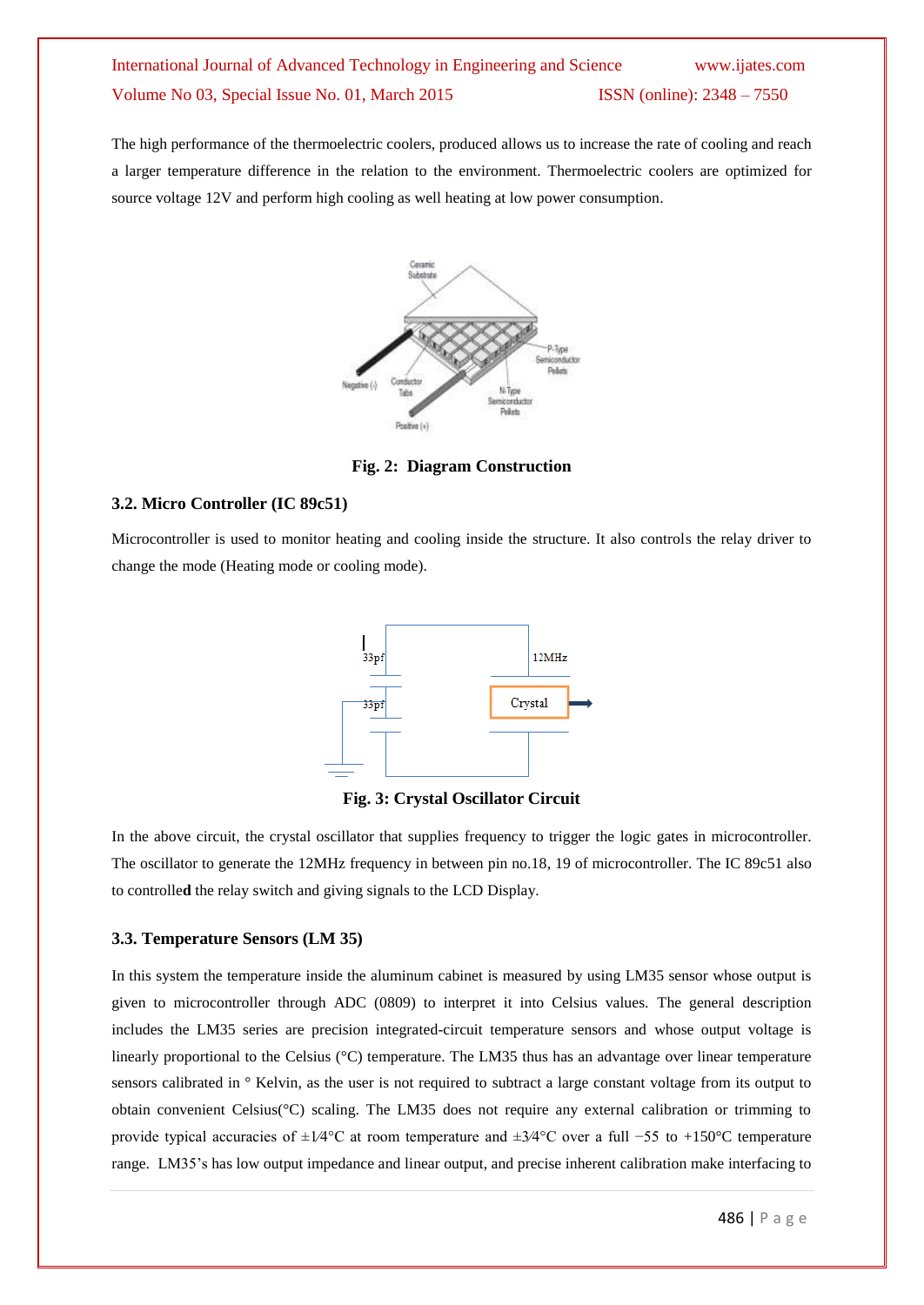The high performance of the thermoelectric coolers, produced allows us to increase the rate of cooling and reach a larger temperature difference in the relation to the environment. Thermoelectric coolers are optimized for source voltage 12V and perform high cooling as well heating at low power consumption.

**Fig. 2: Diagram Construction**

### 3.2. Micro Controller (IC 89c51)

Microcontroller is used to monitor heating and cooling inside the structure. It also controls the relay driver to change the mode (Heating mode or cooling mode).

**Fig. 3: Crystal Oscillator Circuit**

In the above circuit, the crystal oscillator that supplies frequency to trigger the logic gates in microcontroller. The oscillator to generate the 12MHz frequency in between pin no.18, 19 of microcontroller. The IC 89c51 also to controlle**d** the relay switch and giving signals to the LCD Display.

### 3.3. Temperature Sensors (LM 35)

In this system the temperature inside the aluminum cabinet is measured by using LM35 sensor whose output is given to microcontroller through ADC (0809) to interpret it into Celsius values. The general description includes the LM35 series are precision integrated-circuit temperature sensors and whose output voltage is linearly proportional to the Celsius (°C) temperature. The LM35 thus has an advantage over linear temperature sensors calibrated in ° Kelvin, as the user is not required to subtract a large constant voltage from its output to obtain convenient Celsius(°C) scaling. The LM35 does not require any external calibration or trimming to provide typical accuracies of ±1⁄4°C at room temperature and ±3⁄4°C over a full −55 to +150°C temperature range. LM35's has low output impedance and linear output, and precise inherent calibration make interfacing to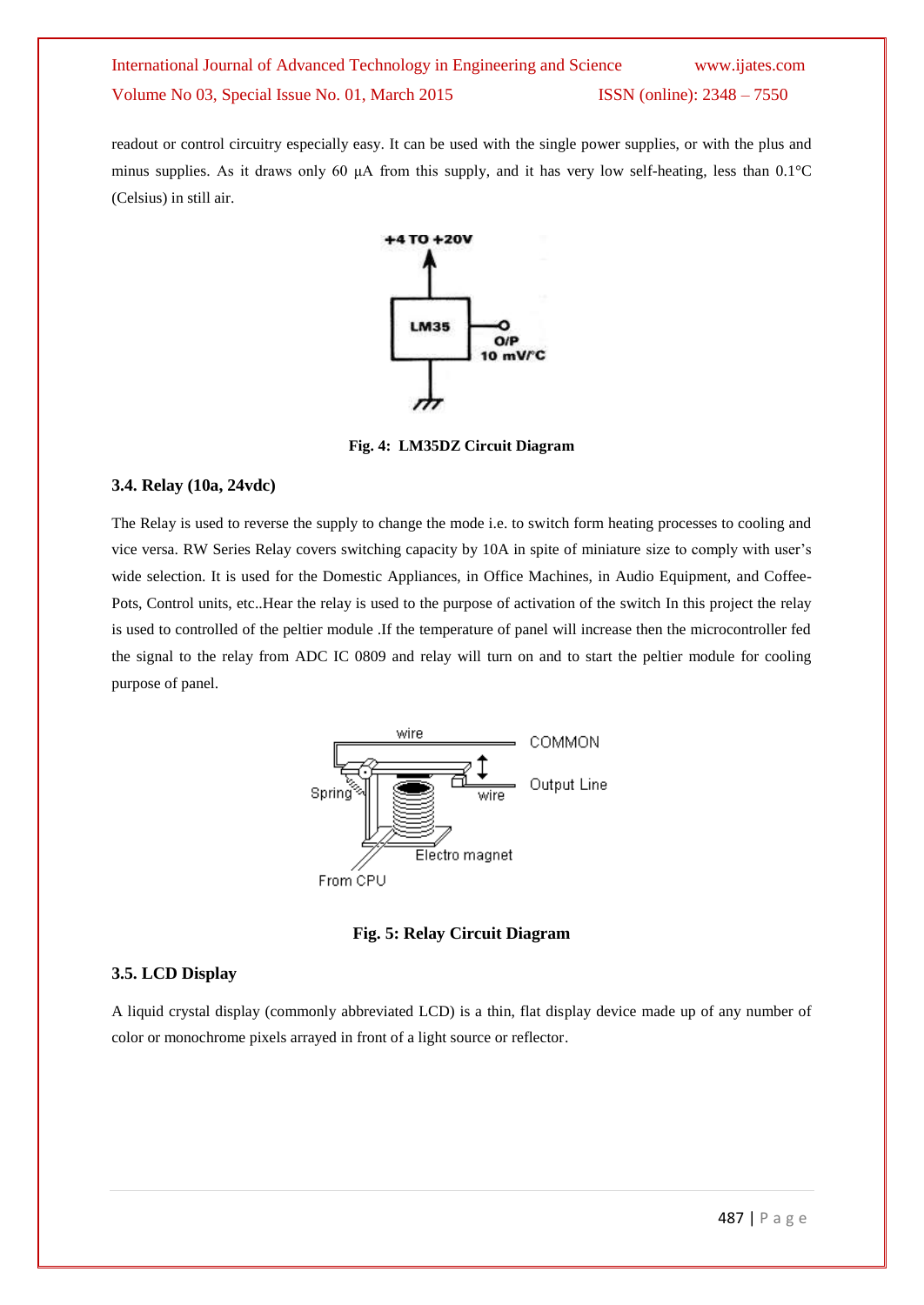readout or control circuitry especially easy. It can be used with the single power supplies, or with the plus and minus supplies. As it draws only 60 µA from this supply, and it has very low self-heating, less than 0.1°C (Celsius) in still air.

**Fig. 4: LM35DZ Circuit Diagram**

### 3.4. Relay (10a, 24vdc)

The Relay is used to reverse the supply to change the mode i.e. to switch form heating processes to cooling and vice versa. RW Series Relay covers switching capacity by 10A in spite of miniature size to comply with user's wide selection. It is used for the Domestic Appliances, in Office Machines, in Audio Equipment, and Coffee-Pots, Control units, etc..Hear the relay is used to the purpose of activation of the switch In this project the relay is used to controlled of the peltier module .If the temperature of panel will increase then the microcontroller fed the signal to the relay from ADC IC 0809 and relay will turn on and to start the peltier module for cooling purpose of panel.

**Fig. 5: Relay Circuit Diagram**

### 3.5. LCD Display

A liquid crystal display (commonly abbreviated LCD) is a thin, flat display device made up of any number of color or monochrome pixels arrayed in front of a light source or reflector.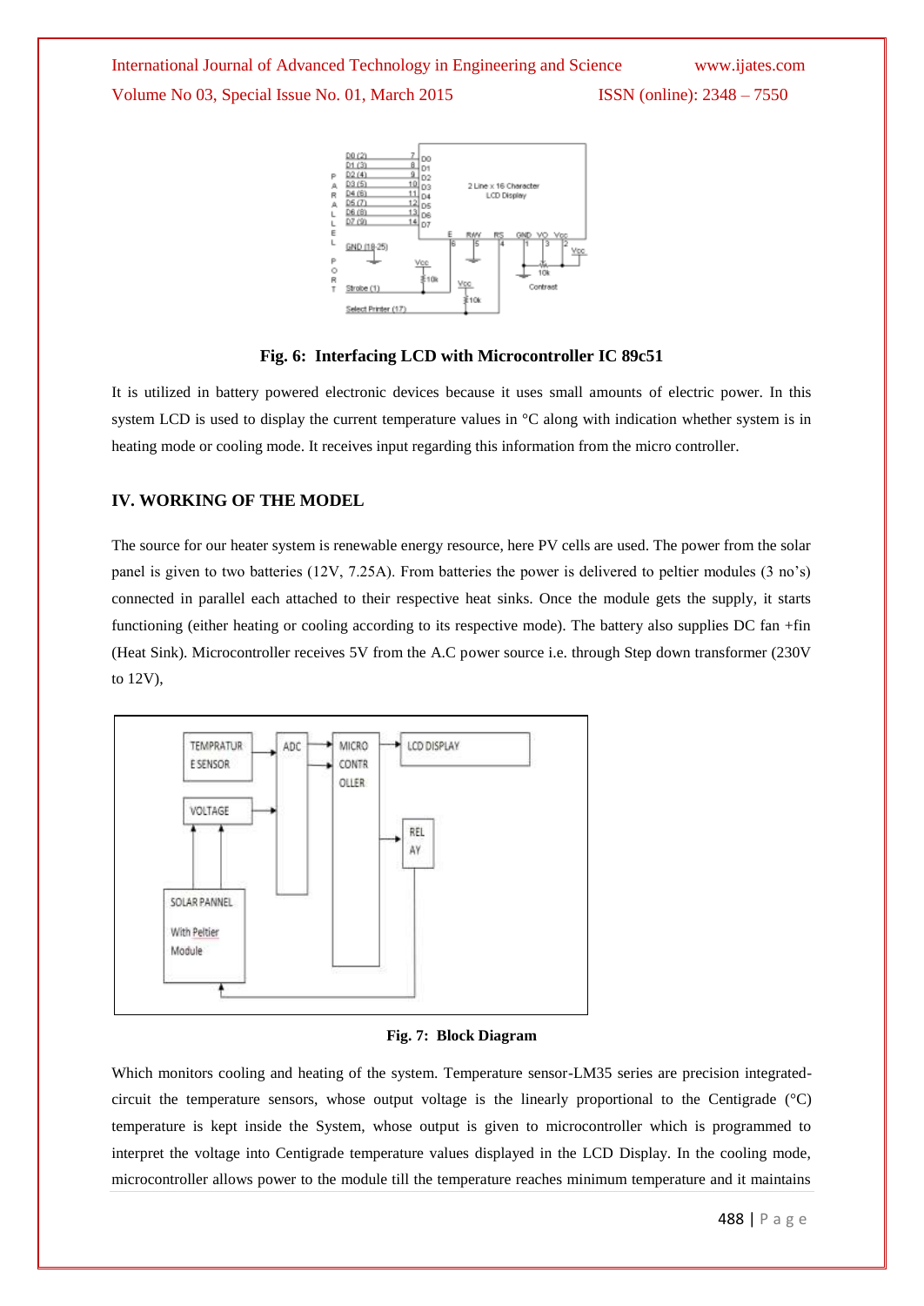**Fig. 6: Interfacing LCD with Microcontroller IC 89c51**

It is utilized in battery powered electronic devices because it uses small amounts of electric power. In this system LCD is used to display the current temperature values in °C along with indication whether system is in heating mode or cooling mode. It receives input regarding this information from the micro controller.

## IV. WORKING OF THE MODEL

The source for our heater system is renewable energy resource, here PV cells are used. The power from the solar panel is given to two batteries (12V, 7.25A). From batteries the power is delivered to peltier modules (3 no's) connected in parallel each attached to their respective heat sinks. Once the module gets the supply, it starts functioning (either heating or cooling according to its respective mode). The battery also supplies DC fan +fin (Heat Sink). Microcontroller receives 5V from the A.C power source i.e. through Step down transformer (230V to 12V),

**Fig. 7: Block Diagram**

Which monitors cooling and heating of the system. Temperature sensor-LM35 series are precision integrated-circuit the temperature sensors, whose output voltage is the linearly proportional to the Centigrade (°C) temperature is kept inside the System, whose output is given to microcontroller which is programmed to interpret the voltage into Centigrade temperature values displayed in the LCD Display. In the cooling mode, microcontroller allows power to the module till the temperature reaches minimum temperature and it maintains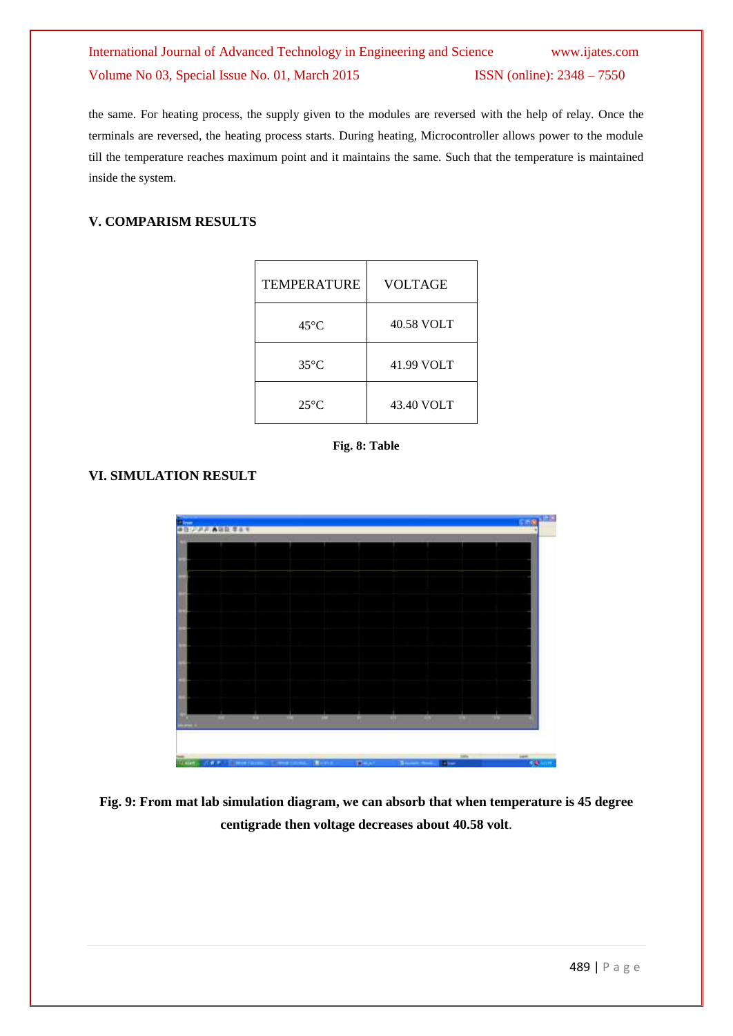the same. For heating process, the supply given to the modules are reversed with the help of relay. Once the terminals are reversed, the heating process starts. During heating, Microcontroller allows power to the module till the temperature reaches maximum point and it maintains the same. Such that the temperature is maintained inside the system.

## V. COMPARISM RESULTS

| TEMPERATURE | VOLTAGE |
|---|---|
| 45°C | 40.58 VOLT |
| 35°C | 41.99 VOLT |
| 25°C | 43.40 VOLT |

**Fig. 8: Table**

## VI. SIMULATION RESULT

**Fig. 9: From mat lab simulation diagram, we can absorb that when temperature is 45 degree centigrade then voltage decreases about 40.58 volt**.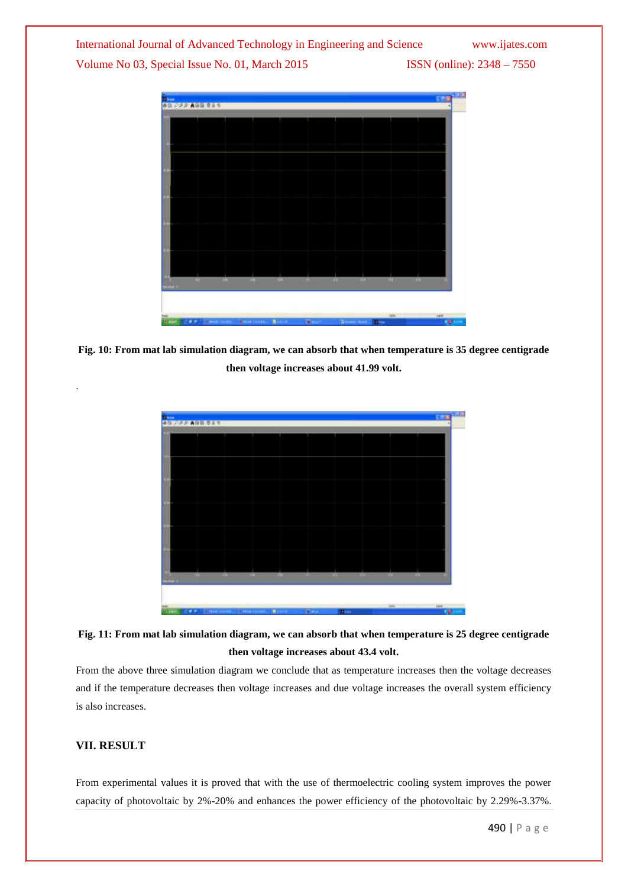**Fig. 10: From mat lab simulation diagram, we can absorb that when temperature is 35 degree centigrade then voltage increases about 41.99 volt.**

.

**Fig. 11: From mat lab simulation diagram, we can absorb that when temperature is 25 degree centigrade then voltage increases about 43.4 volt.**

From the above three simulation diagram we conclude that as temperature increases then the voltage decreases and if the temperature decreases then voltage increases and due voltage increases the overall system efficiency is also increases.

## VII. RESULT

From experimental values it is proved that with the use of thermoelectric cooling system improves the power capacity of photovoltaic by 2%-20% and enhances the power efficiency of the photovoltaic by 2.29%-3.37%.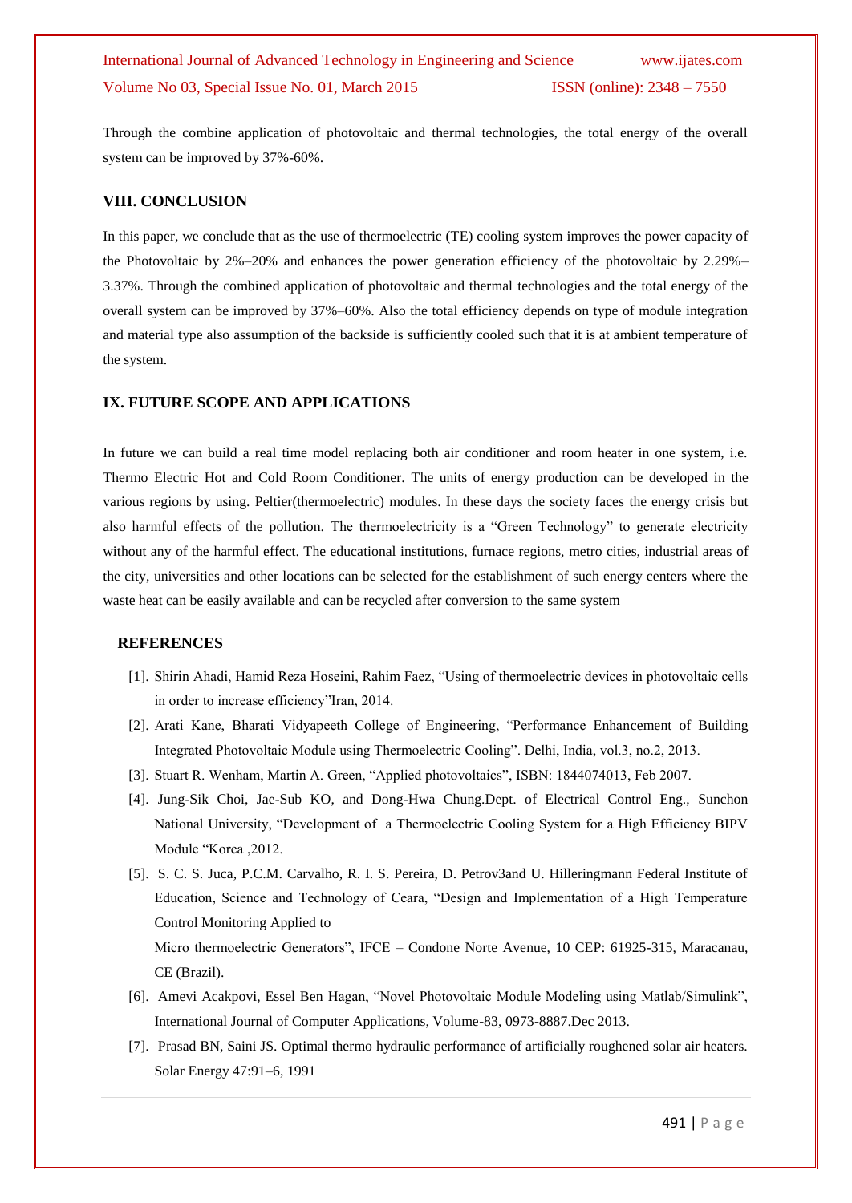Through the combine application of photovoltaic and thermal technologies, the total energy of the overall system can be improved by 37%-60%.

## VIII. CONCLUSION

In this paper, we conclude that as the use of thermoelectric (TE) cooling system improves the power capacity of the Photovoltaic by 2%–20% and enhances the power generation efficiency of the photovoltaic by 2.29%–3.37%. Through the combined application of photovoltaic and thermal technologies and the total energy of the overall system can be improved by 37%–60%. Also the total efficiency depends on type of module integration and material type also assumption of the backside is sufficiently cooled such that it is at ambient temperature of the system.

## IX. FUTURE SCOPE AND APPLICATIONS

In future we can build a real time model replacing both air conditioner and room heater in one system, i.e. Thermo Electric Hot and Cold Room Conditioner. The units of energy production can be developed in the various regions by using. Peltier(thermoelectric) modules. In these days the society faces the energy crisis but also harmful effects of the pollution. The thermoelectricity is a "Green Technology" to generate electricity without any of the harmful effect. The educational institutions, furnace regions, metro cities, industrial areas of the city, universities and other locations can be selected for the establishment of such energy centers where the waste heat can be easily available and can be recycled after conversion to the same system

## REFERENCES

[1]. Shirin Ahadi, Hamid Reza Hoseini, Rahim Faez, "Using of thermoelectric devices in photovoltaic cells in order to increase efficiency"Iran, 2014.

[2]. Arati Kane, Bharati Vidyapeeth College of Engineering, "Performance Enhancement of Building Integrated Photovoltaic Module using Thermoelectric Cooling". Delhi, India, vol.3, no.2, 2013.

[3]. Stuart R. Wenham, Martin A. Green, "Applied photovoltaics", ISBN: 1844074013, Feb 2007.

[4]. Jung-Sik Choi, Jae-Sub KO, and Dong-Hwa Chung.Dept. of Electrical Control Eng., Sunchon National University, "Development of a Thermoelectric Cooling System for a High Efficiency BIPV Module "Korea ,2012.

[5]. S. C. S. Juca, P.C.M. Carvalho, R. I. S. Pereira, D. Petrov3and U. Hilleringmann Federal Institute of Education, Science and Technology of Ceara, "Design and Implementation of a High Temperature Control Monitoring Applied to
Micro thermoelectric Generators", IFCE – Condone Norte Avenue, 10 CEP: 61925-315, Maracanau, CE (Brazil).

[6]. Amevi Acakpovi, Essel Ben Hagan, "Novel Photovoltaic Module Modeling using Matlab/Simulink", International Journal of Computer Applications, Volume-83, 0973-8887.Dec 2013.

[7]. Prasad BN, Saini JS. Optimal thermo hydraulic performance of artificially roughened solar air heaters. Solar Energy 47:91–6, 1991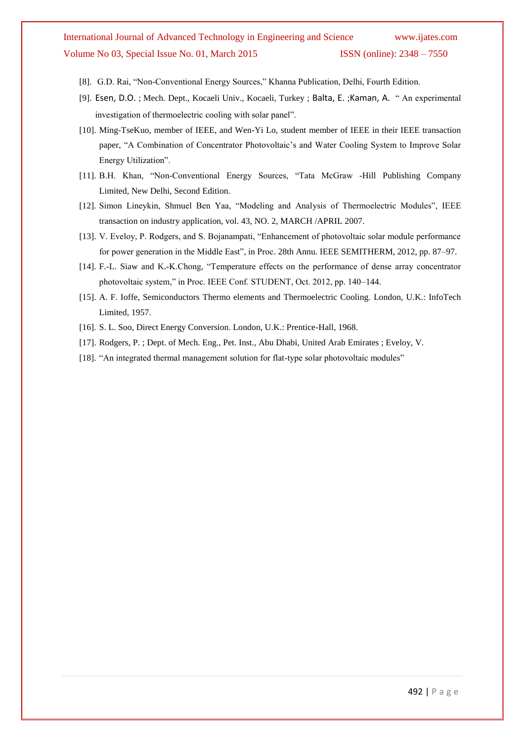[8]. G.D. Rai, "Non-Conventional Energy Sources," Khanna Publication, Delhi, Fourth Edition.

[9]. Esen, D.O. ; Mech. Dept., Kocaeli Univ., Kocaeli, Turkey ; Balta, E. ;Kaman, A. " An experimental investigation of thermoelectric cooling with solar panel".

[10]. Ming-TseKuo, member of IEEE, and Wen-Yi Lo, student member of IEEE in their IEEE transaction paper, "A Combination of Concentrator Photovoltaic's and Water Cooling System to Improve Solar Energy Utilization".

[11]. B.H. Khan, "Non-Conventional Energy Sources, "Tata McGraw -Hill Publishing Company Limited, New Delhi, Second Edition.

[12]. Simon Lineykin, Shmuel Ben Yaa, "Modeling and Analysis of Thermoelectric Modules", IEEE transaction on industry application, vol. 43, NO. 2, MARCH /APRIL 2007.

[13]. V. Eveloy, P. Rodgers, and S. Bojanampati, "Enhancement of photovoltaic solar module performance for power generation in the Middle East", in Proc. 28th Annu. IEEE SEMITHERM, 2012, pp. 87–97.

[14]. F.-L. Siaw and K.-K.Chong, "Temperature effects on the performance of dense array concentrator photovoltaic system," in Proc. IEEE Conf. STUDENT, Oct. 2012, pp. 140–144.

[15]. A. F. Ioffe, Semiconductors Thermo elements and Thermoelectric Cooling. London, U.K.: InfoTech Limited, 1957.

[16]. S. L. Soo, Direct Energy Conversion. London, U.K.: Prentice-Hall, 1968.

[17]. Rodgers, P. ; Dept. of Mech. Eng., Pet. Inst., Abu Dhabi, United Arab Emirates ; Eveloy, V.

[18]. "An integrated thermal management solution for flat-type solar photovoltaic modules"